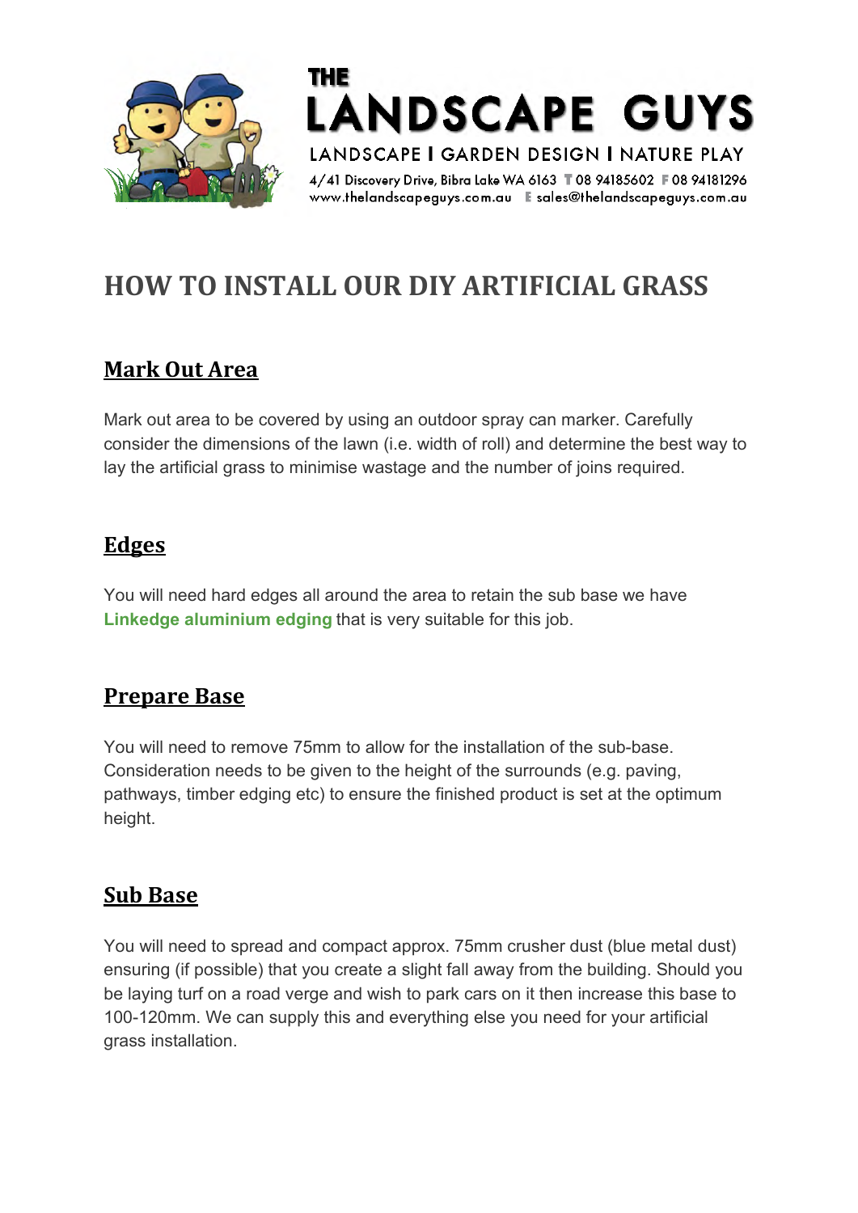THE

# LANDSCAPE GUYS

LANDSCAPE | GARDEN DESIGN | NATURE PLAY

4/41 Discovery Drive, Bibra Lake WA 6163 T 08 94185602 F 08 94181296
www.thelandscapeguys.com.au E sales@thelandscapeguys.com.au

# HOW TO INSTALL OUR DIY ARTIFICIAL GRASS

## Mark Out Area

Mark out area to be covered by using an outdoor spray can marker. Carefully consider the dimensions of the lawn (i.e. width of roll) and determine the best way to lay the artificial grass to minimise wastage and the number of joins required.

## Edges

You will need hard edges all around the area to retain the sub base we have **Linkedge aluminium edging** that is very suitable for this job.

## Prepare Base

You will need to remove 75mm to allow for the installation of the sub-base. Consideration needs to be given to the height of the surrounds (e.g. paving, pathways, timber edging etc) to ensure the finished product is set at the optimum height.

## Sub Base

You will need to spread and compact approx. 75mm crusher dust (blue metal dust) ensuring (if possible) that you create a slight fall away from the building. Should you be laying turf on a road verge and wish to park cars on it then increase this base to 100-120mm. We can supply this and everything else you need for your artificial grass installation.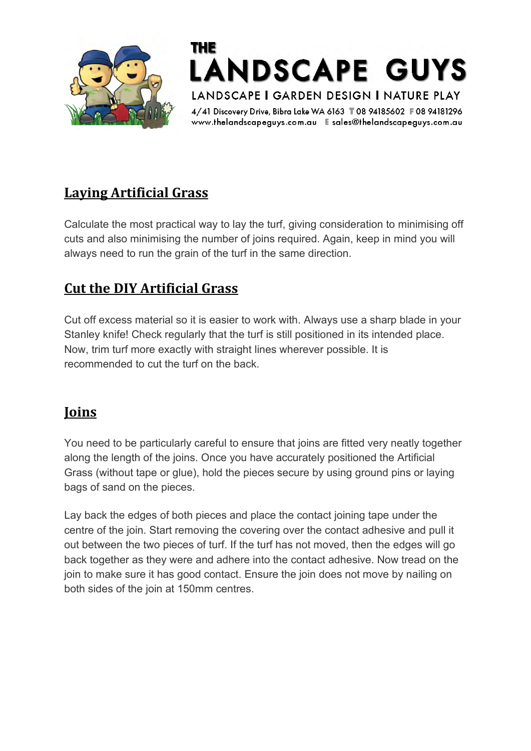## Laying Artificial Grass

Calculate the most practical way to lay the turf, giving consideration to minimising off cuts and also minimising the number of joins required. Again, keep in mind you will always need to run the grain of the turf in the same direction.

## Cut the DIY Artificial Grass

Cut off excess material so it is easier to work with. Always use a sharp blade in your Stanley knife! Check regularly that the turf is still positioned in its intended place. Now, trim turf more exactly with straight lines wherever possible. It is recommended to cut the turf on the back.

## Joins

You need to be particularly careful to ensure that joins are fitted very neatly together along the length of the joins. Once you have accurately positioned the Artificial Grass (without tape or glue), hold the pieces secure by using ground pins or laying bags of sand on the pieces.

Lay back the edges of both pieces and place the contact joining tape under the centre of the join. Start removing the covering over the contact adhesive and pull it out between the two pieces of turf. If the turf has not moved, then the edges will go back together as they were and adhere into the contact adhesive. Now tread on the join to make sure it has good contact. Ensure the join does not move by nailing on both sides of the join at 150mm centres.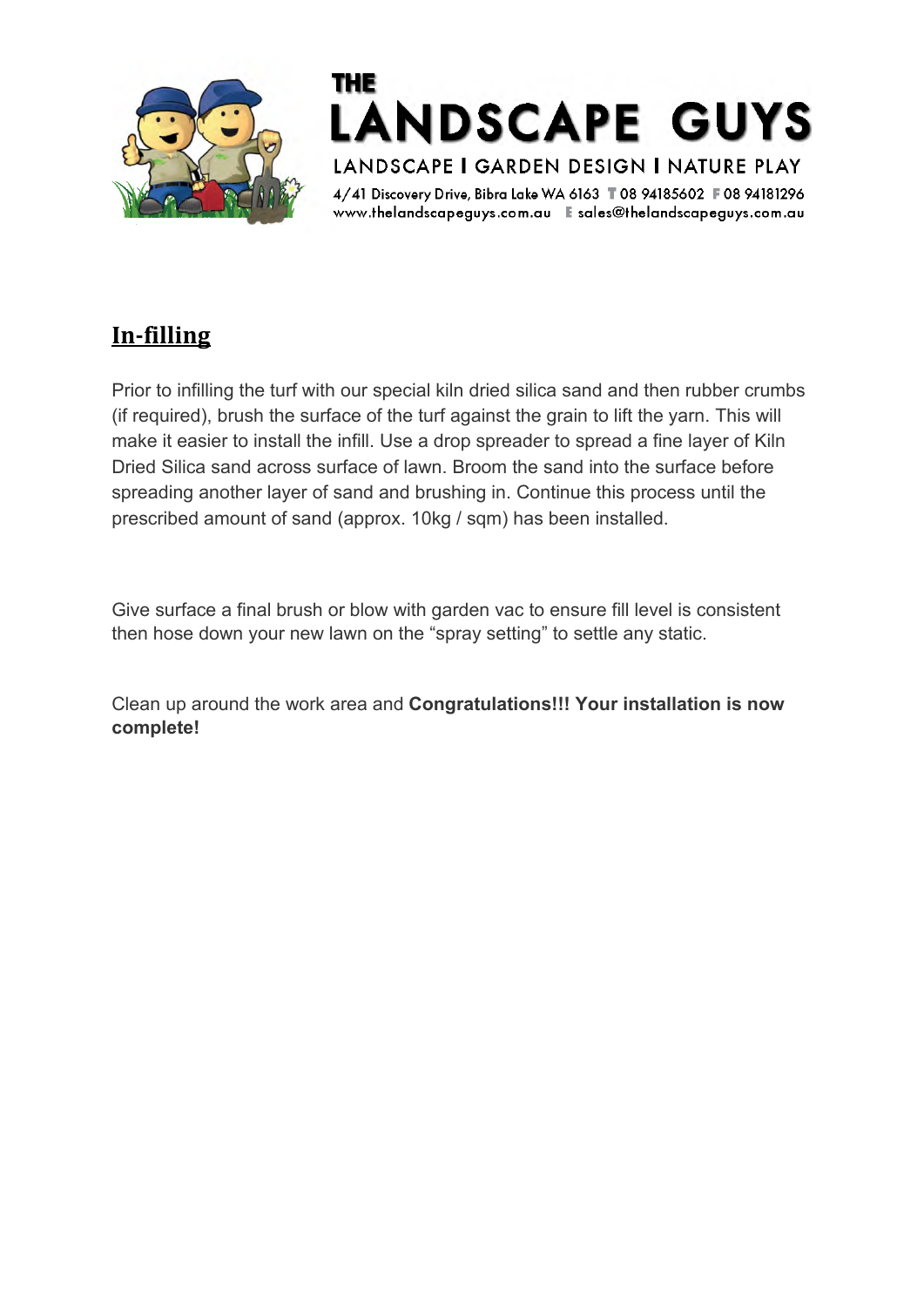## In-filling

Prior to infilling the turf with our special kiln dried silica sand and then rubber crumbs (if required), brush the surface of the turf against the grain to lift the yarn. This will make it easier to install the infill. Use a drop spreader to spread a fine layer of Kiln Dried Silica sand across surface of lawn. Broom the sand into the surface before spreading another layer of sand and brushing in. Continue this process until the prescribed amount of sand (approx. 10kg / sqm) has been installed.

Give surface a final brush or blow with garden vac to ensure fill level is consistent then hose down your new lawn on the “spray setting” to settle any static.

Clean up around the work area and **Congratulations!!! Your installation is now complete!**